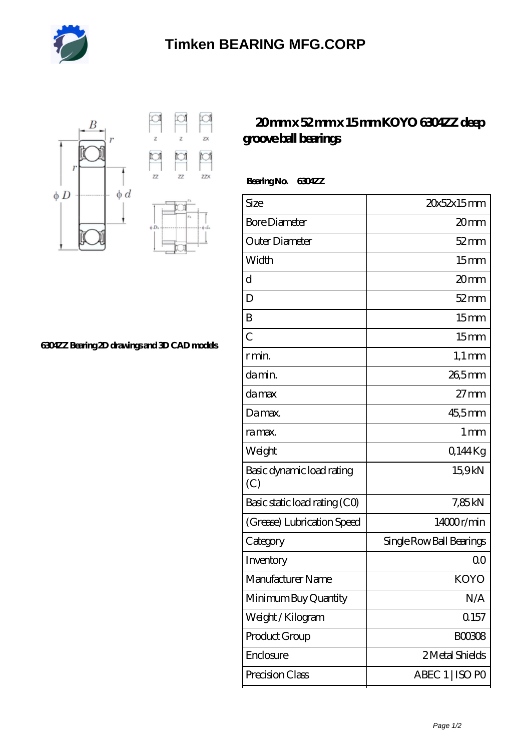# Timken BEARING MFG.CORP

## 20 mm x 52 mm x 15 mm KOYO 6304ZZ deep groove ball bearings

6304ZZ Bearing 2D drawings and 3D CAD models

**Bearing No. 6304ZZ**

| Size | 20x52x15 mm |
| --- | --- |
| Bore Diameter | 20 mm |
| Outer Diameter | 52 mm |
| Width | 15 mm |
| d | 20 mm |
| D | 52 mm |
| B | 15 mm |
| C | 15 mm |
| r min. | 1,1 mm |
| da min. | 26,5 mm |
| da max | 27 mm |
| Da max. | 45,5 mm |
| ra max. | 1 mm |
| Weight | 0,144 Kg |
| Basic dynamic load rating (C) | 15,9 kN |
| Basic static load rating (C0) | 7,85 kN |
| (Grease) Lubrication Speed | 14000 r/min |
| Category | Single Row Ball Bearings |
| Inventory | 0.0 |
| Manufacturer Name | KOYO |
| Minimum Buy Quantity | N/A |
| Weight / Kilogram | 0.157 |
| Product Group | B00308 |
| Enclosure | 2 Metal Shields |
| Precision Class | ABEC 1 \| ISO P0 |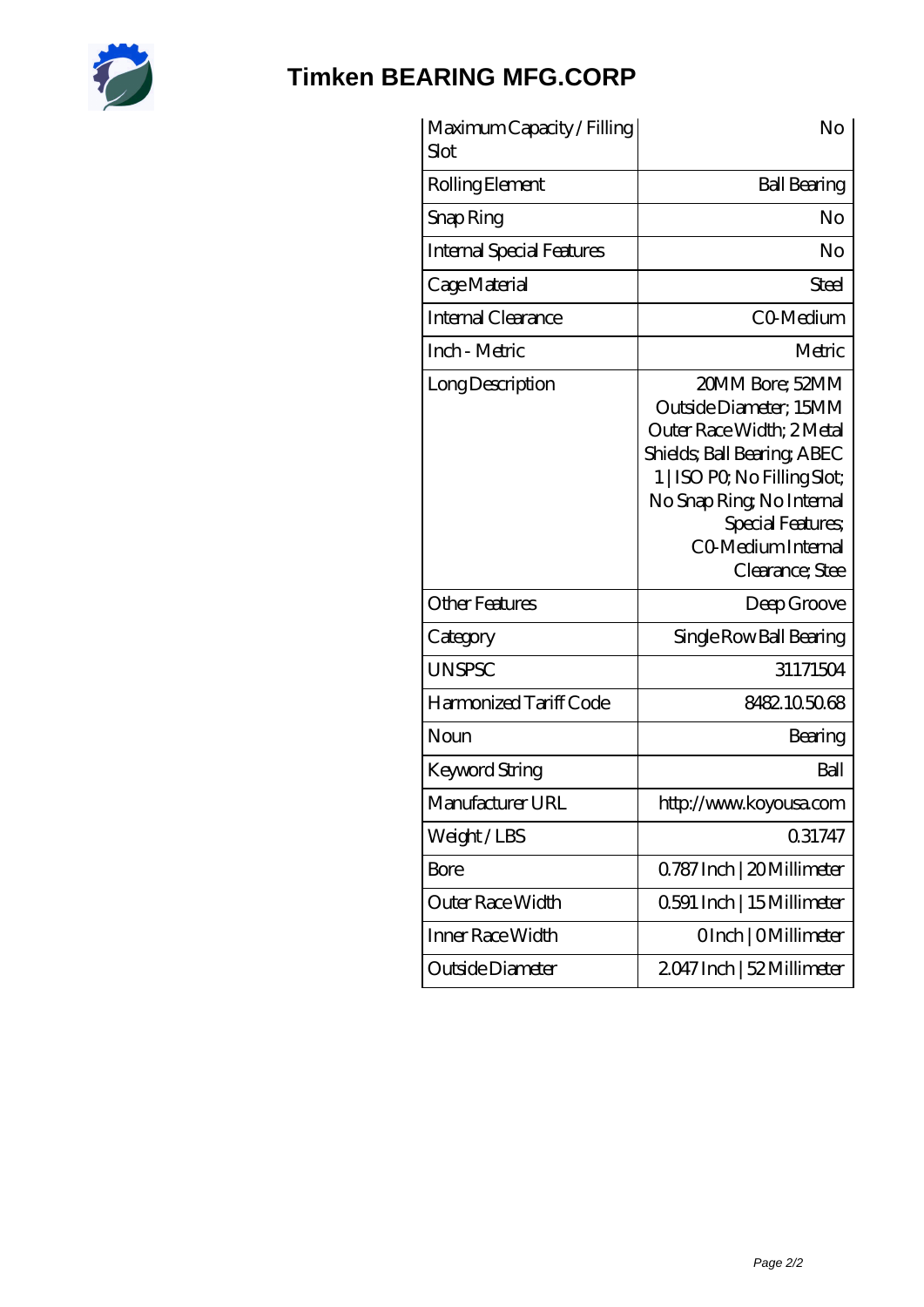# Timken BEARING MFG.CORP

| | |
|---|---|
| Maximum Capacity / Filling Slot | No |
| Rolling Element | Ball Bearing |
| Snap Ring | No |
| Internal Special Features | No |
| Cage Material | Steel |
| Internal Clearance | C0-Medium |
| Inch - Metric | Metric |
| Long Description | 20MM Bore; 52MM Outside Diameter; 15MM Outer Race Width; 2 Metal Shields; Ball Bearing; ABEC 1 \| ISO P0; No Filling Slot; No Snap Ring; No Internal Special Features; C0-Medium Internal Clearance; Stee |
| Other Features | Deep Groove |
| Category | Single Row Ball Bearing |
| UNSPSC | 31171504 |
| Harmonized Tariff Code | 8482.10.50.68 |
| Noun | Bearing |
| Keyword String | Ball |
| Manufacturer URL | http://www.koyousa.com |
| Weight / LBS | 0.31747 |
| Bore | 0.787 Inch \| 20 Millimeter |
| Outer Race Width | 0.591 Inch \| 15 Millimeter |
| Inner Race Width | 0 Inch \| 0 Millimeter |
| Outside Diameter | 2.047 Inch \| 52 Millimeter |